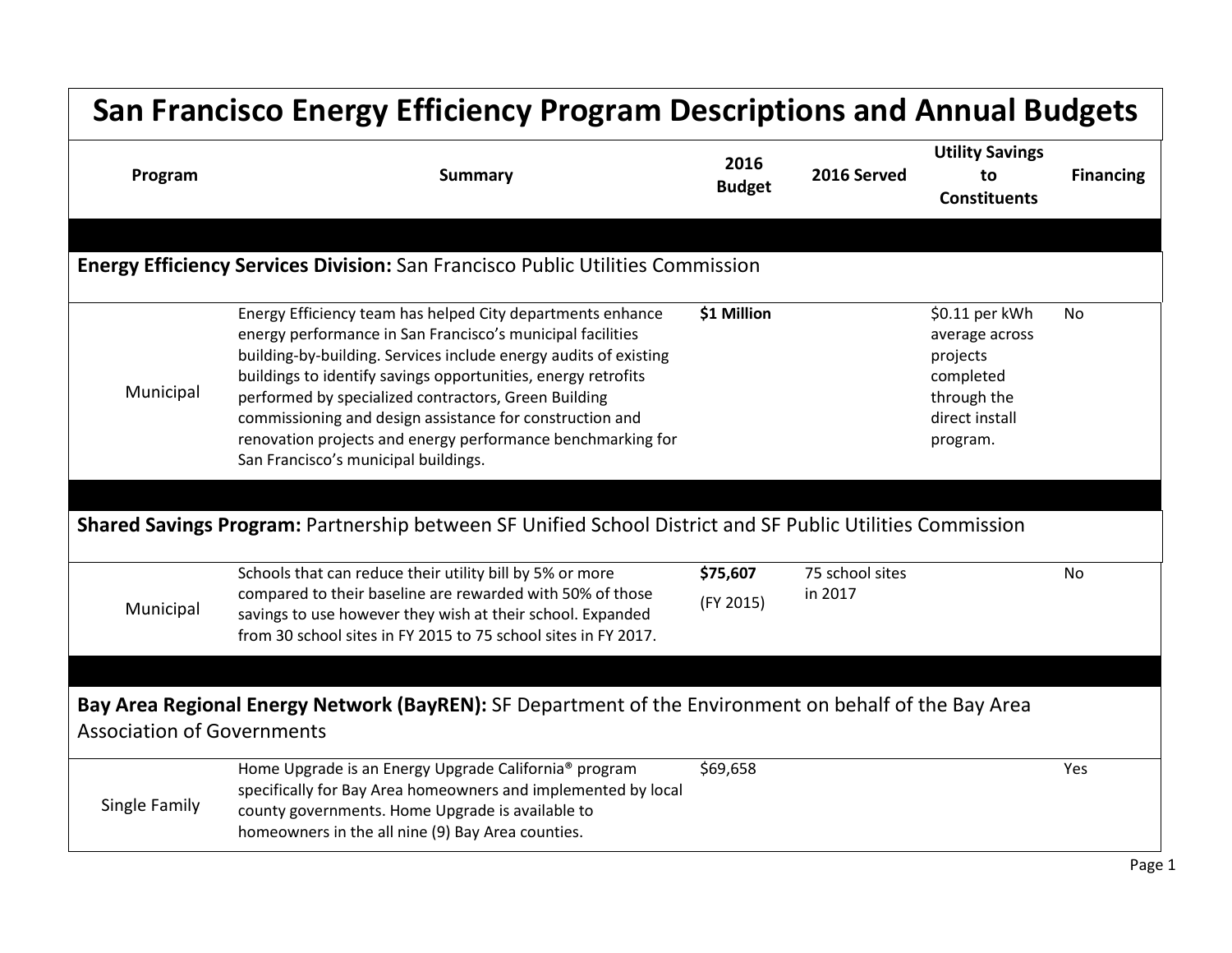# San Francisco Energy Efficiency Program Descriptions and Annual Budgets

| Program | Summary | 2016 Budget | 2016 Served | Utility Savings to Constituents | Financing |
|---|---|---|---|---|---|
| **Energy Efficiency Services Division:** San Francisco Public Utilities Commission | | | | | |
| Municipal | Energy Efficiency team has helped City departments enhance energy performance in San Francisco's municipal facilities building-by-building. Services include energy audits of existing buildings to identify savings opportunities, energy retrofits performed by specialized contractors, Green Building commissioning and design assistance for construction and renovation projects and energy performance benchmarking for San Francisco's municipal buildings. | **$1 Million** | | $0.11 per kWh average across projects completed through the direct install program. | No |
| **Shared Savings Program:** Partnership between SF Unified School District and SF Public Utilities Commission | | | | | |
| Municipal | Schools that can reduce their utility bill by 5% or more compared to their baseline are rewarded with 50% of those savings to use however they wish at their school. Expanded from 30 school sites in FY 2015 to 75 school sites in FY 2017. | **$75,607** (FY 2015) | 75 school sites in 2017 | | No |
| **Bay Area Regional Energy Network (BayREN):** SF Department of the Environment on behalf of the Bay Area Association of Governments | | | | | |
| Single Family | Home Upgrade is an Energy Upgrade California® program specifically for Bay Area homeowners and implemented by local county governments. Home Upgrade is available to homeowners in the all nine (9) Bay Area counties. | $69,658 | | | Yes |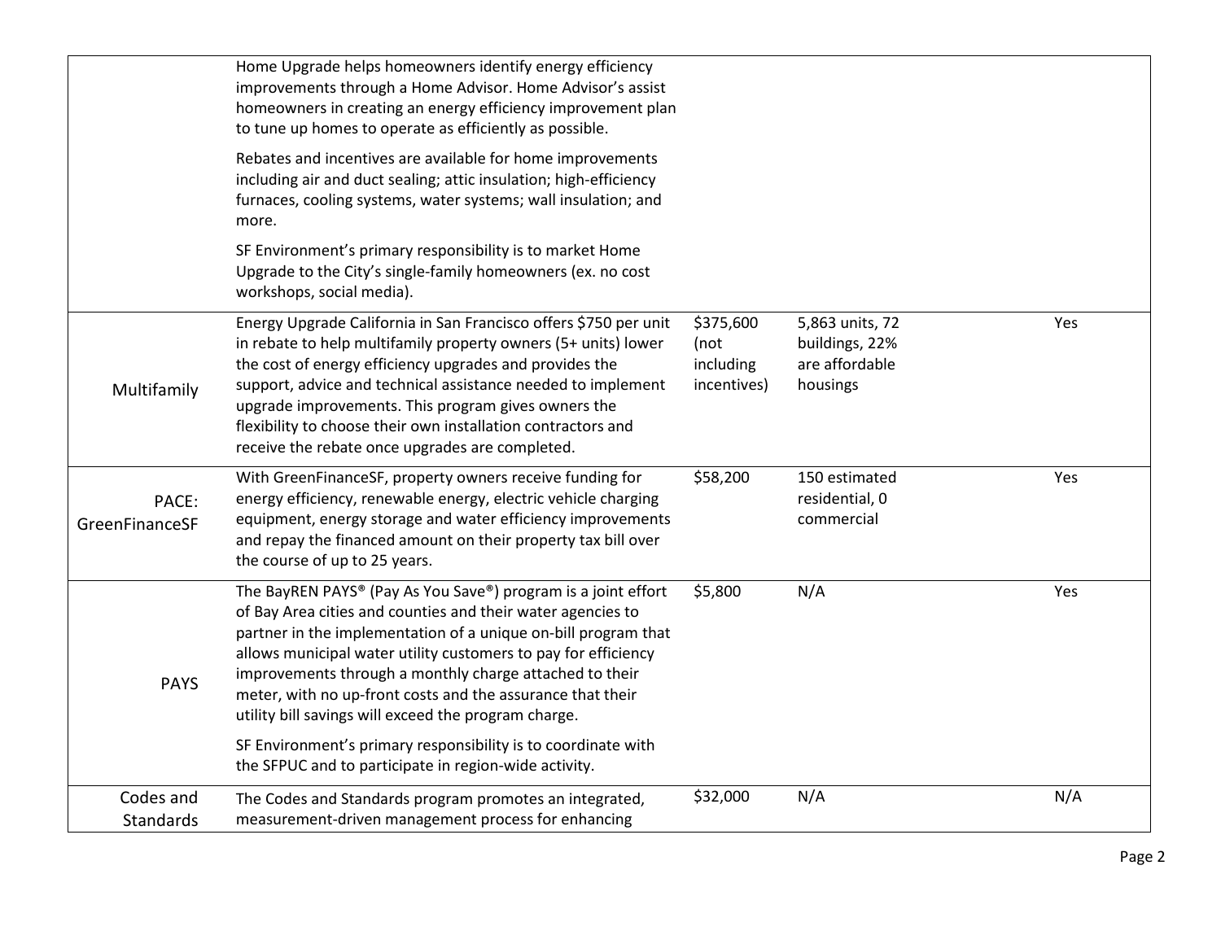| | | | | |
|---|---|---|---|---|
| | Home Upgrade helps homeowners identify energy efficiency improvements through a Home Advisor. Home Advisor's assist homeowners in creating an energy efficiency improvement plan to tune up homes to operate as efficiently as possible.<br><br>Rebates and incentives are available for home improvements including air and duct sealing; attic insulation; high-efficiency furnaces, cooling systems, water systems; wall insulation; and more.<br><br>SF Environment's primary responsibility is to market Home Upgrade to the City's single-family homeowners (ex. no cost workshops, social media). | | | |
| Multifamily | Energy Upgrade California in San Francisco offers $750 per unit in rebate to help multifamily property owners (5+ units) lower the cost of energy efficiency upgrades and provides the support, advice and technical assistance needed to implement upgrade improvements. This program gives owners the flexibility to choose their own installation contractors and receive the rebate once upgrades are completed. | $375,600 (not including incentives) | 5,863 units, 72 buildings, 22% are affordable housings | Yes |
| PACE: GreenFinanceSF | With GreenFinanceSF, property owners receive funding for energy efficiency, renewable energy, electric vehicle charging equipment, energy storage and water efficiency improvements and repay the financed amount on their property tax bill over the course of up to 25 years. | $58,200 | 150 estimated residential, 0 commercial | Yes |
| PAYS | The BayREN PAYS® (Pay As You Save®) program is a joint effort of Bay Area cities and counties and their water agencies to partner in the implementation of a unique on-bill program that allows municipal water utility customers to pay for efficiency improvements through a monthly charge attached to their meter, with no up-front costs and the assurance that their utility bill savings will exceed the program charge.<br><br>SF Environment's primary responsibility is to coordinate with the SFPUC and to participate in region-wide activity. | $5,800 | N/A | Yes |
| Codes and Standards | The Codes and Standards program promotes an integrated, measurement-driven management process for enhancing | $32,000 | N/A | N/A |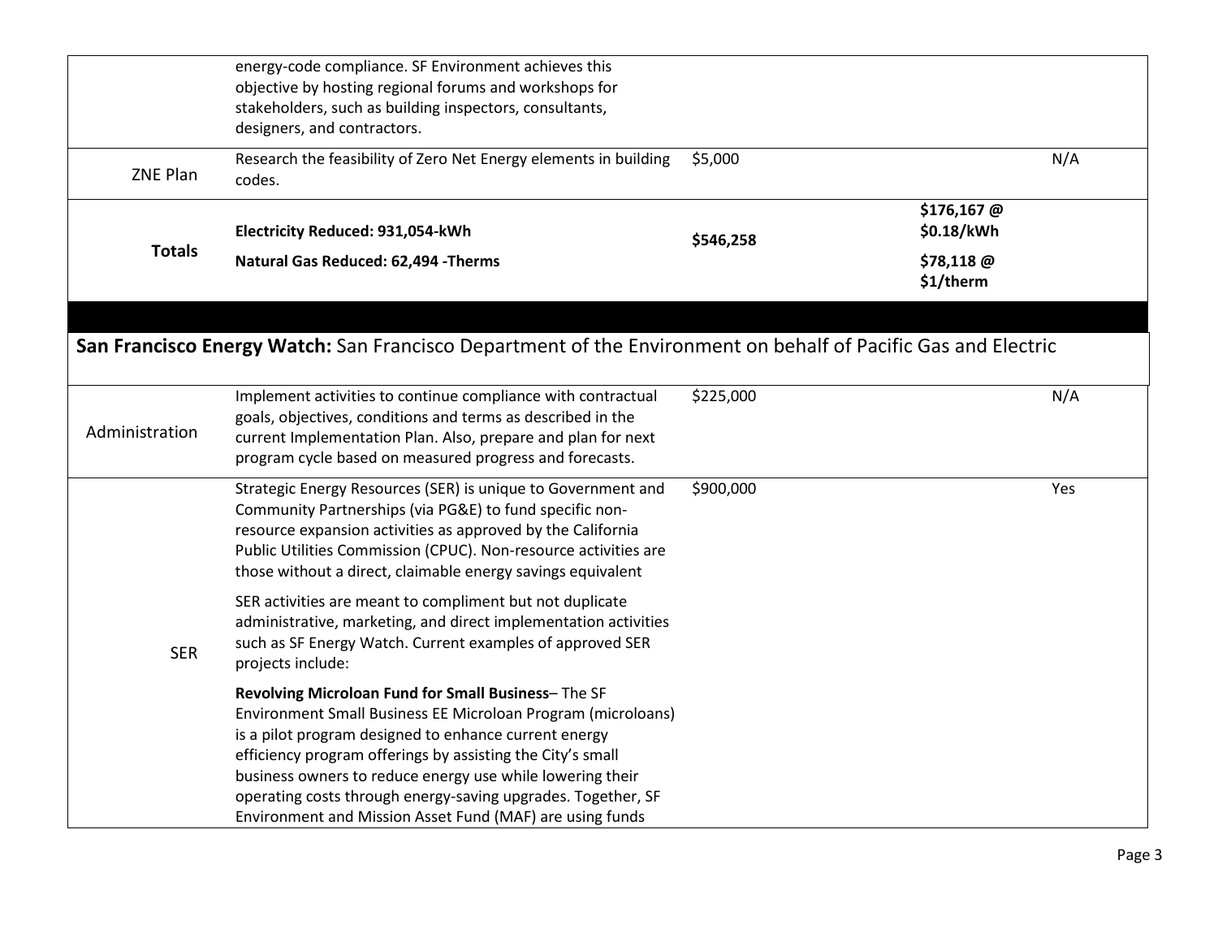| | | | | |
|---|---|---|---|---|
| | energy-code compliance. SF Environment achieves this objective by hosting regional forums and workshops for stakeholders, such as building inspectors, consultants, designers, and contractors. | | | |
| ZNE Plan | Research the feasibility of Zero Net Energy elements in building codes. | $5,000 | | N/A |
| **Totals** | **Electricity Reduced: 931,054-kWh**<br>**Natural Gas Reduced: 62,494 -Therms** | **$546,258** | **$176,167 @ $0.18/kWh**<br>**$78,118 @ $1/therm** | |

**San Francisco Energy Watch:** San Francisco Department of the Environment on behalf of Pacific Gas and Electric

| | | | | |
|---|---|---|---|---|
| Administration | Implement activities to continue compliance with contractual goals, objectives, conditions and terms as described in the current Implementation Plan. Also, prepare and plan for next program cycle based on measured progress and forecasts. | $225,000 | | N/A |
| SER | Strategic Energy Resources (SER) is unique to Government and Community Partnerships (via PG&E) to fund specific non-resource expansion activities as approved by the California Public Utilities Commission (CPUC). Non-resource activities are those without a direct, claimable energy savings equivalent<br><br>SER activities are meant to compliment but not duplicate administrative, marketing, and direct implementation activities such as SF Energy Watch. Current examples of approved SER projects include:<br><br>**Revolving Microloan Fund for Small Business**– The SF Environment Small Business EE Microloan Program (microloans) is a pilot program designed to enhance current energy efficiency program offerings by assisting the City's small business owners to reduce energy use while lowering their operating costs through energy-saving upgrades. Together, SF Environment and Mission Asset Fund (MAF) are using funds | $900,000 | | Yes |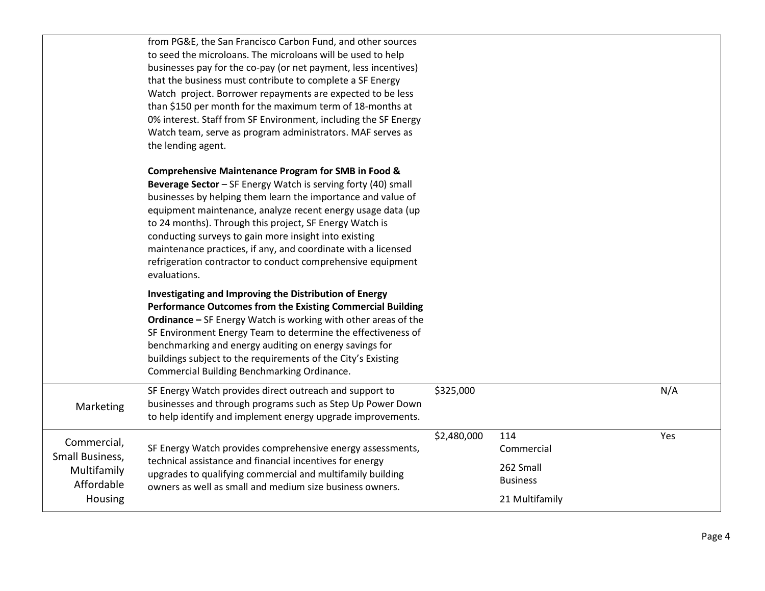| | | | | |
|---|---|---|---|---|
| | from PG&E, the San Francisco Carbon Fund, and other sources to seed the microloans. The microloans will be used to help businesses pay for the co-pay (or net payment, less incentives) that the business must contribute to complete a SF Energy Watch project. Borrower repayments are expected to be less than $150 per month for the maximum term of 18-months at 0% interest. Staff from SF Environment, including the SF Energy Watch team, serve as program administrators. MAF serves as the lending agent.<br><br>**Comprehensive Maintenance Program for SMB in Food & Beverage Sector** – SF Energy Watch is serving forty (40) small businesses by helping them learn the importance and value of equipment maintenance, analyze recent energy usage data (up to 24 months). Through this project, SF Energy Watch is conducting surveys to gain more insight into existing maintenance practices, if any, and coordinate with a licensed refrigeration contractor to conduct comprehensive equipment evaluations.<br><br>**Investigating and Improving the Distribution of Energy Performance Outcomes from the Existing Commercial Building Ordinance –** SF Energy Watch is working with other areas of the SF Environment Energy Team to determine the effectiveness of benchmarking and energy auditing on energy savings for buildings subject to the requirements of the City's Existing Commercial Building Benchmarking Ordinance. | | | |
| Marketing | SF Energy Watch provides direct outreach and support to businesses and through programs such as Step Up Power Down to help identify and implement energy upgrade improvements. | $325,000 | | N/A |
| Commercial, Small Business, Multifamily Affordable Housing | SF Energy Watch provides comprehensive energy assessments, technical assistance and financial incentives for energy upgrades to qualifying commercial and multifamily building owners as well as small and medium size business owners. | $2,480,000 | 114 Commercial<br><br>262 Small Business<br><br>21 Multifamily | Yes |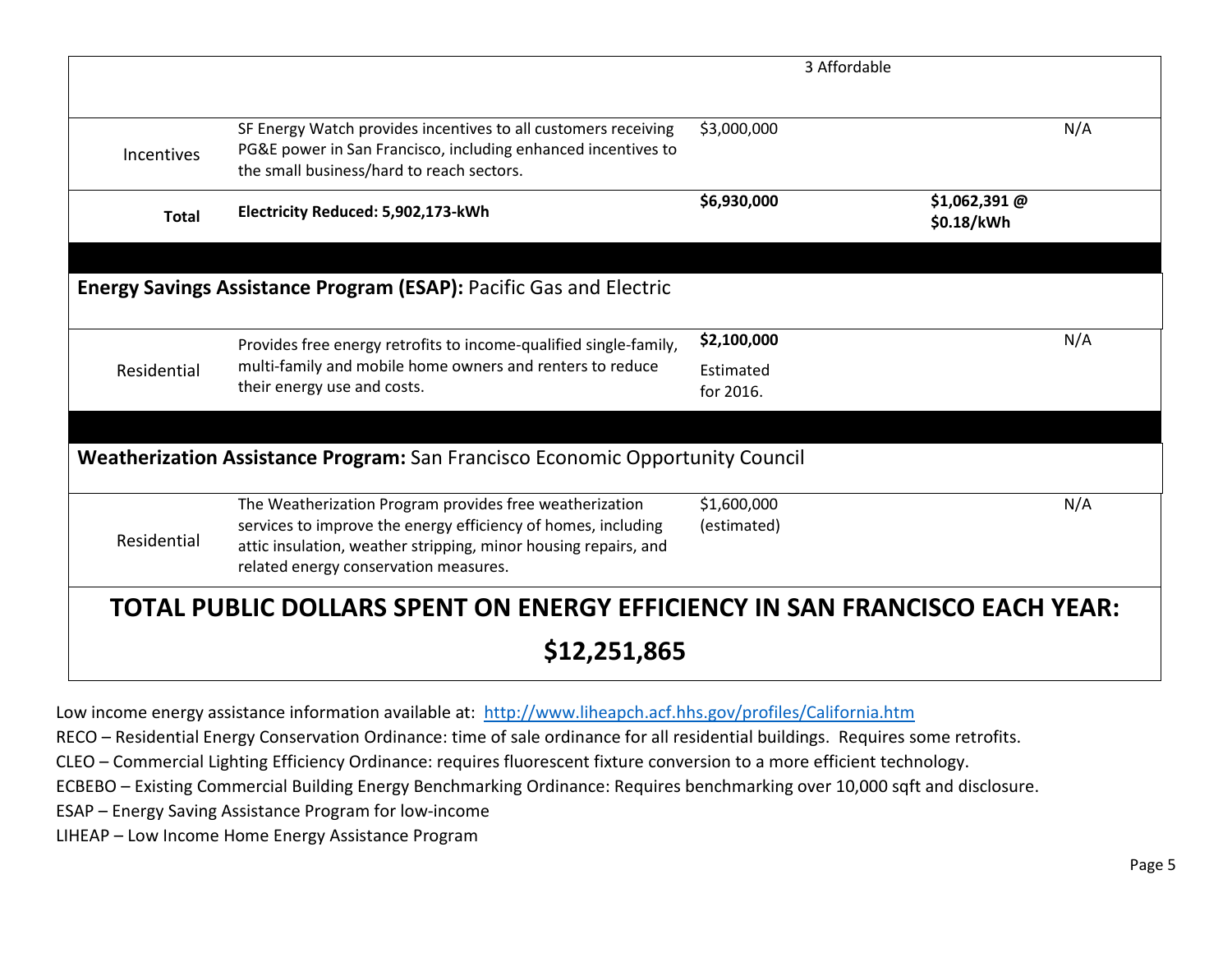| | | | | |
|---|---|---|---|---|
| | | | 3 Affordable | |
| Incentives | SF Energy Watch provides incentives to all customers receiving PG&E power in San Francisco, including enhanced incentives to the small business/hard to reach sectors. | $3,000,000 | | N/A |
| **Total** | **Electricity Reduced: 5,902,173-kWh** | **$6,930,000** | **$1,062,391 @ $0.18/kWh** | |

**Energy Savings Assistance Program (ESAP):** Pacific Gas and Electric

| | | | | |
|---|---|---|---|---|
| Residential | Provides free energy retrofits to income-qualified single-family, multi-family and mobile home owners and renters to reduce their energy use and costs. | **$2,100,000** Estimated for 2016. | | N/A |

**Weatherization Assistance Program:** San Francisco Economic Opportunity Council

| | | | | |
|---|---|---|---|---|
| Residential | The Weatherization Program provides free weatherization services to improve the energy efficiency of homes, including attic insulation, weather stripping, minor housing repairs, and related energy conservation measures. | $1,600,000 (estimated) | | N/A |

## TOTAL PUBLIC DOLLARS SPENT ON ENERGY EFFICIENCY IN SAN FRANCISCO EACH YEAR:

## $12,251,865

Low income energy assistance information available at: http://www.liheapch.acf.hhs.gov/profiles/California.htm

RECO – Residential Energy Conservation Ordinance: time of sale ordinance for all residential buildings. Requires some retrofits.

CLEO – Commercial Lighting Efficiency Ordinance: requires fluorescent fixture conversion to a more efficient technology.

ECBEBO – Existing Commercial Building Energy Benchmarking Ordinance: Requires benchmarking over 10,000 sqft and disclosure.

ESAP – Energy Saving Assistance Program for low-income

LIHEAP – Low Income Home Energy Assistance Program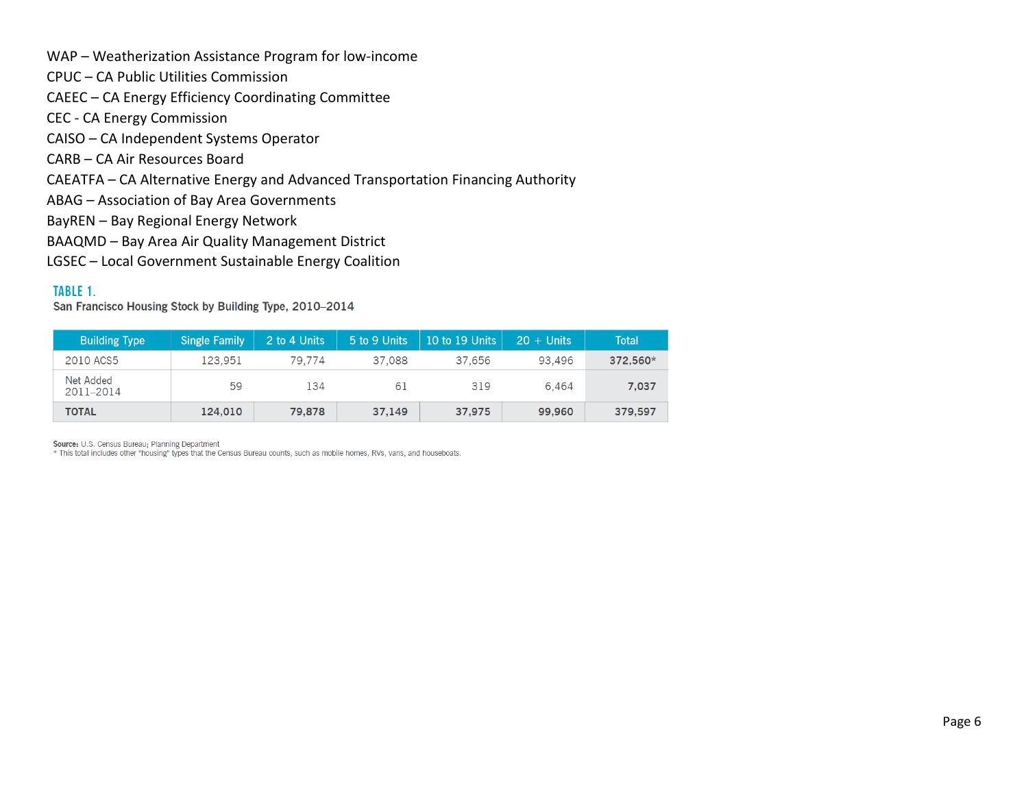WAP – Weatherization Assistance Program for low-income
CPUC – CA Public Utilities Commission
CAEEC – CA Energy Efficiency Coordinating Committee
CEC - CA Energy Commission
CAISO – CA Independent Systems Operator
CARB – CA Air Resources Board
CAEATFA – CA Alternative Energy and Advanced Transportation Financing Authority
ABAG – Association of Bay Area Governments
BayREN – Bay Regional Energy Network
BAAQMD – Bay Area Air Quality Management District
LGSEC – Local Government Sustainable Energy Coalition

**TABLE 1.**
**San Francisco Housing Stock by Building Type, 2010–2014**

| Building Type | Single Family | 2 to 4 Units | 5 to 9 Units | 10 to 19 Units | 20 + Units | Total |
|---|---|---|---|---|---|---|
| 2010 ACS5 | 123,951 | 79,774 | 37,088 | 37,656 | 93,496 | **372,560*** |
| Net Added 2011–2014 | 59 | 134 | 61 | 319 | 6,464 | **7,037** |
| **TOTAL** | **124,010** | **79,878** | **37,149** | **37,975** | **99,960** | **379,597** |

**Source:** U.S. Census Bureau; Planning Department
* This total includes other "housing" types that the Census Bureau counts, such as mobile homes, RVs, vans, and houseboats.